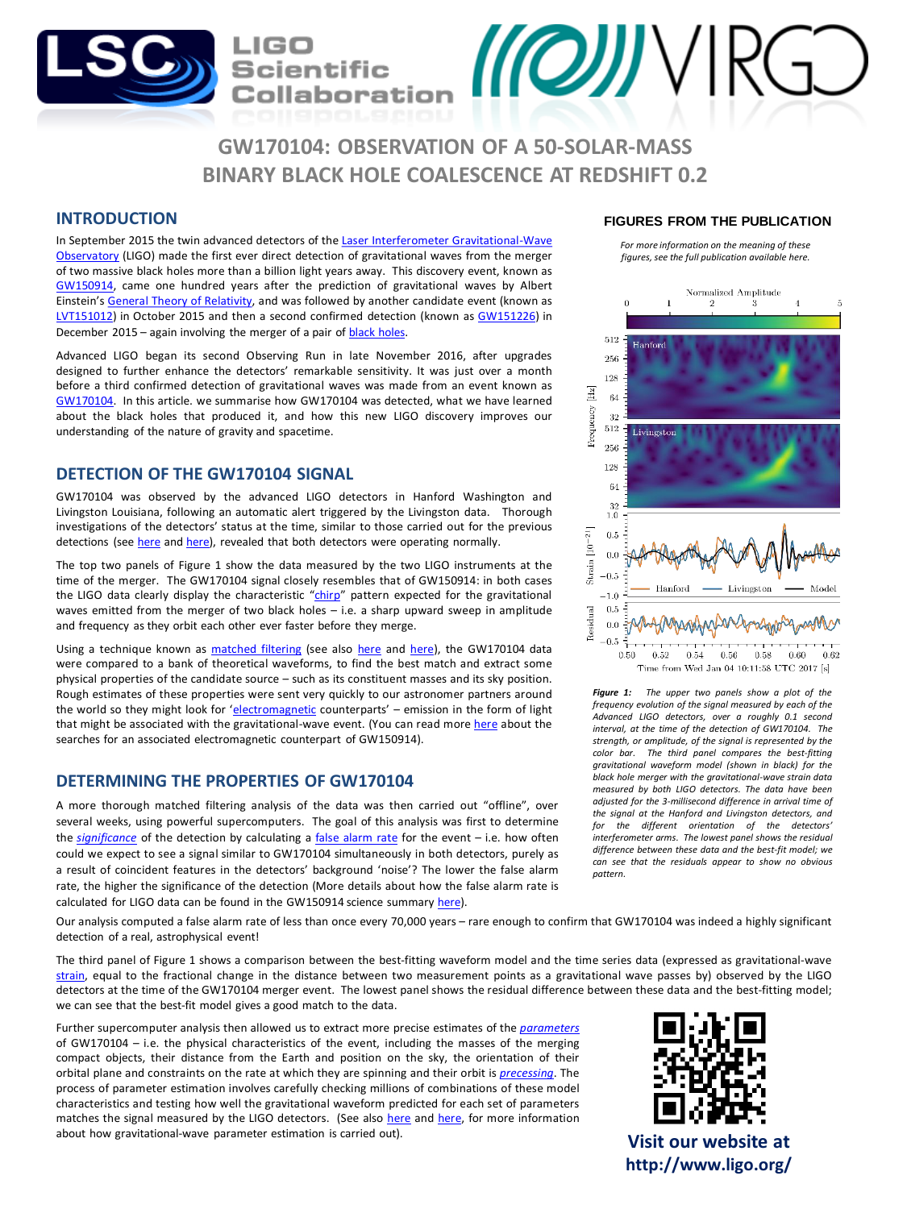# GW170104: OBSERVATION OF A 50-SOLAR-MASS BINARY BLACK HOLE COALESCENCE AT REDSHIFT 0.2

## INTRODUCTION

In September 2015 the twin advanced detectors of the Laser Interferometer Gravitational-Wave Observatory (LIGO) made the first ever direct detection of gravitational waves from the merger of two massive black holes more than a billion light years away. This discovery event, known as GW150914, came one hundred years after the prediction of gravitational waves by Albert Einstein's General Theory of Relativity, and was followed by another candidate event (known as LVT151012) in October 2015 and then a second confirmed detection (known as GW151226) in December 2015 – again involving the merger of a pair of black holes.

Advanced LIGO began its second Observing Run in late November 2016, after upgrades designed to further enhance the detectors' remarkable sensitivity. It was just over a month before a third confirmed detection of gravitational waves was made from an event known as GW170104. In this article. we summarise how GW170104 was detected, what we have learned about the black holes that produced it, and how this new LIGO discovery improves our understanding of the nature of gravity and spacetime.

## DETECTION OF THE GW170104 SIGNAL

GW170104 was observed by the advanced LIGO detectors in Hanford Washington and Livingston Louisiana, following an automatic alert triggered by the Livingston data. Thorough investigations of the detectors' status at the time, similar to those carried out for the previous detections (see here and here), revealed that both detectors were operating normally.

The top two panels of Figure 1 show the data measured by the two LIGO instruments at the time of the merger. The GW170104 signal closely resembles that of GW150914: in both cases the LIGO data clearly display the characteristic "chirp" pattern expected for the gravitational waves emitted from the merger of two black holes – i.e. a sharp upward sweep in amplitude and frequency as they orbit each other ever faster before they merge.

Using a technique known as matched filtering (see also here and here), the GW170104 data were compared to a bank of theoretical waveforms, to find the best match and extract some physical properties of the candidate source – such as its constituent masses and its sky position. Rough estimates of these properties were sent very quickly to our astronomer partners around the world so they might look for 'electromagnetic counterparts' – emission in the form of light that might be associated with the gravitational-wave event. (You can read more here about the searches for an associated electromagnetic counterpart of GW150914).

## DETERMINING THE PROPERTIES OF GW170104

A more thorough matched filtering analysis of the data was then carried out "offline", over several weeks, using powerful supercomputers. The goal of this analysis was first to determine the *significance* of the detection by calculating a false alarm rate for the event – i.e. how often could we expect to see a signal similar to GW170104 simultaneously in both detectors, purely as a result of coincident features in the detectors' background 'noise'? The lower the false alarm rate, the higher the significance of the detection (More details about how the false alarm rate is calculated for LIGO data can be found in the GW150914 science summary here).

Our analysis computed a false alarm rate of less than once every 70,000 years – rare enough to confirm that GW170104 was indeed a highly significant detection of a real, astrophysical event!

The third panel of Figure 1 shows a comparison between the best-fitting waveform model and the time series data (expressed as gravitational-wave strain, equal to the fractional change in the distance between two measurement points as a gravitational wave passes by) observed by the LIGO detectors at the time of the GW170104 merger event. The lowest panel shows the residual difference between these data and the best-fitting model; we can see that the best-fit model gives a good match to the data.

Further supercomputer analysis then allowed us to extract more precise estimates of the *parameters* of GW170104 – i.e. the physical characteristics of the event, including the masses of the merging compact objects, their distance from the Earth and position on the sky, the orientation of their orbital plane and constraints on the rate at which they are spinning and their orbit is *precessing*. The process of parameter estimation involves carefully checking millions of combinations of these model characteristics and testing how well the gravitational waveform predicted for each set of parameters matches the signal measured by the LIGO detectors. (See also here and here, for more information about how gravitational-wave parameter estimation is carried out).

## FIGURES FROM THE PUBLICATION

*For more information on the meaning of these figures, see the full publication available here.*

***Figure 1:*** *The upper two panels show a plot of the frequency evolution of the signal measured by each of the Advanced LIGO detectors, over a roughly 0.1 second interval, at the time of the detection of GW170104. The strength, or amplitude, of the signal is represented by the color bar. The third panel compares the best-fitting gravitational waveform model (shown in black) for the black hole merger with the gravitational-wave strain data measured by both LIGO detectors. The data have been adjusted for the 3-millisecond difference in arrival time of the signal at the Hanford and Livingston detectors, and for the different orientation of the detectors' interferometer arms. The lowest panel shows the residual difference between these data and the best-fit model; we can see that the residuals appear to show no obvious pattern.*

**Visit our website at http://www.ligo.org/**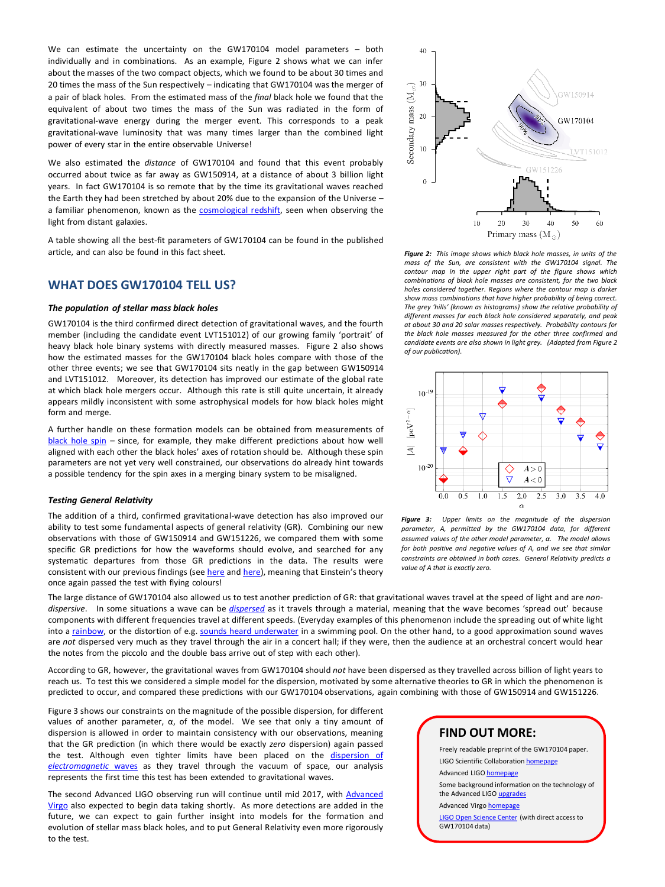We can estimate the uncertainty on the GW170104 model parameters – both individually and in combinations. As an example, Figure 2 shows what we can infer about the masses of the two compact objects, which we found to be about 30 times and 20 times the mass of the Sun respectively – indicating that GW170104 was the merger of a pair of black holes. From the estimated mass of the *final* black hole we found that the equivalent of about two times the mass of the Sun was radiated in the form of gravitational-wave energy during the merger event. This corresponds to a peak gravitational-wave luminosity that was many times larger than the combined light power of every star in the entire observable Universe!

We also estimated the *distance* of GW170104 and found that this event probably occurred about twice as far away as GW150914, at a distance of about 3 billion light years. In fact GW170104 is so remote that by the time its gravitational waves reached the Earth they had been stretched by about 20% due to the expansion of the Universe – a familiar phenomenon, known as the cosmological redshift, seen when observing the light from distant galaxies.

A table showing all the best-fit parameters of GW170104 can be found in the published article, and can also be found in this fact sheet.

Secondary mass ($M_\odot$)
40
30
20
10
0
GW150914
GW170104
LVT151012
GW151226
90%
90%
10
20
30
40
50
60
Primary mass ($M_\odot$)

***Figure 2:*** *This image shows which black hole masses, in units of the mass of the Sun, are consistent with the GW170104 signal. The contour map in the upper right part of the figure shows which combinations of black hole masses are consistent, for the two black holes considered together. Regions where the contour map is darker show mass combinations that have higher probability of being correct. The grey 'hills' (known as histograms) show the relative probability of different masses for each black hole considered separately, and peak at about 30 and 20 solar masses respectively. Probability contours for the black hole masses measured for the other three confirmed and candidate events are also shown in light grey. (Adapted from Figure 2 of our publication).*

## WHAT DOES GW170104 TELL US?

### *The population of stellar mass black holes*

GW170104 is the third confirmed direct detection of gravitational waves, and the fourth member (including the candidate event LVT151012) of our growing family 'portrait' of heavy black hole binary systems with directly measured masses. Figure 2 also shows how the estimated masses for the GW170104 black holes compare with those of the other three events; we see that GW170104 sits neatly in the gap between GW150914 and LVT151012. Moreover, its detection has improved our estimate of the global rate at which black hole mergers occur. Although this rate is still quite uncertain, it already appears mildly inconsistent with some astrophysical models for how black holes might form and merge.

A further handle on these formation models can be obtained from measurements of black hole spin – since, for example, they make different predictions about how well aligned with each other the black holes' axes of rotation should be. Although these spin parameters are not yet very well constrained, our observations do already hint towards a possible tendency for the spin axes in a merging binary system to be misaligned.

### *Testing General Relativity*

The addition of a third, confirmed gravitational-wave detection has also improved our ability to test some fundamental aspects of general relativity (GR). Combining our new observations with those of GW150914 and GW151226, we compared them with some specific GR predictions for how the waveforms should evolve, and searched for any systematic departures from those GR predictions in the data. The results were consistent with our previous findings (see here and here), meaning that Einstein's theory once again passed the test with flying colours!

$|A|$ [peV$^{2-\alpha}$]
$10^{-19}$
$10^{-20}$
$A > 0$
$A < 0$
0.0
0.5
1.0
1.5
2.0
2.5
3.0
3.5
4.0
$\alpha$

***Figure 3:*** *Upper limits on the magnitude of the dispersion parameter, A, permitted by the GW170104 data, for different assumed values of the other model parameter, α. The model allows for both positive and negative values of A, and we see that similar constraints are obtained in both cases. General Relativity predicts a value of A that is exactly zero.*

The large distance of GW170104 also allowed us to test another prediction of GR: that gravitational waves travel at the speed of light and are *non-dispersive*. In some situations a wave can be *dispersed* as it travels through a material, meaning that the wave becomes 'spread out' because components with different frequencies travel at different speeds. (Everyday examples of this phenomenon include the spreading out of white light into a rainbow, or the distortion of e.g. sounds heard underwater in a swimming pool. On the other hand, to a good approximation sound waves are *not* dispersed very much as they travel through the air in a concert hall; if they were, then the audience at an orchestral concert would hear the notes from the piccolo and the double bass arrive out of step with each other).

According to GR, however, the gravitational waves from GW170104 should *not* have been dispersed as they travelled across billion of light years to reach us. To test this we considered a simple model for the dispersion, motivated by some alternative theories to GR in which the phenomenon is predicted to occur, and compared these predictions with our GW170104 observations, again combining with those of GW150914 and GW151226.

Figure 3 shows our constraints on the magnitude of the possible dispersion, for different values of another parameter, α, of the model. We see that only a tiny amount of dispersion is allowed in order to maintain consistency with our observations, meaning that the GR prediction (in which there would be exactly *zero* dispersion) again passed the test. Although even tighter limits have been placed on the *dispersion of electromagnetic waves* as they travel through the vacuum of space, our analysis represents the first time this test has been extended to gravitational waves.

The second Advanced LIGO observing run will continue until mid 2017, with Advanced Virgo also expected to begin data taking shortly. As more detections are added in the future, we can expect to gain further insight into models for the formation and evolution of stellar mass black holes, and to put General Relativity even more rigorously to the test.

## FIND OUT MORE:

Freely readable preprint of the GW170104 paper.

LIGO Scientific Collaboration homepage

Advanced LIGO homepage

Some background information on the technology of the Advanced LIGO upgrades

Advanced Virgo homepage

LIGO Open Science Center (with direct access to GW170104 data)